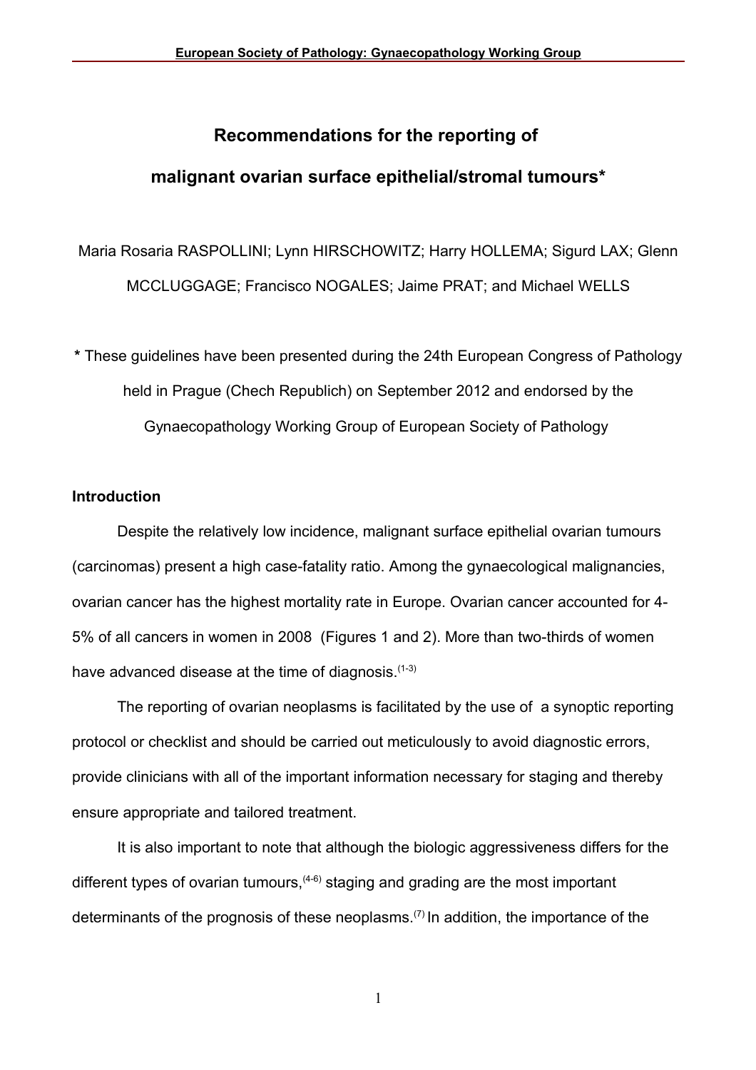# Recommendations for the reporting of malignant ovarian surface epithelial/stromal tumours*

Maria Rosaria RASPOLLINI; Lynn HIRSCHOWITZ; Harry HOLLEMA; Sigurd LAX; Glenn MCCLUGGAGE; Francisco NOGALES; Jaime PRAT; and Michael WELLS

**\*** These guidelines have been presented during the 24th European Congress of Pathology held in Prague (Chech Republich) on September 2012 and endorsed by the Gynaecopathology Working Group of European Society of Pathology

## Introduction

Despite the relatively low incidence, malignant surface epithelial ovarian tumours (carcinomas) present a high case-fatality ratio. Among the gynaecological malignancies, ovarian cancer has the highest mortality rate in Europe. Ovarian cancer accounted for 4-5% of all cancers in women in 2008 (Figures 1 and 2). More than two-thirds of women have advanced disease at the time of diagnosis.[1-3]

The reporting of ovarian neoplasms is facilitated by the use of a synoptic reporting protocol or checklist and should be carried out meticulously to avoid diagnostic errors, provide clinicians with all of the important information necessary for staging and thereby ensure appropriate and tailored treatment.

It is also important to note that although the biologic aggressiveness differs for the different types of ovarian tumours,[4-6] staging and grading are the most important determinants of the prognosis of these neoplasms.[7] In addition, the importance of the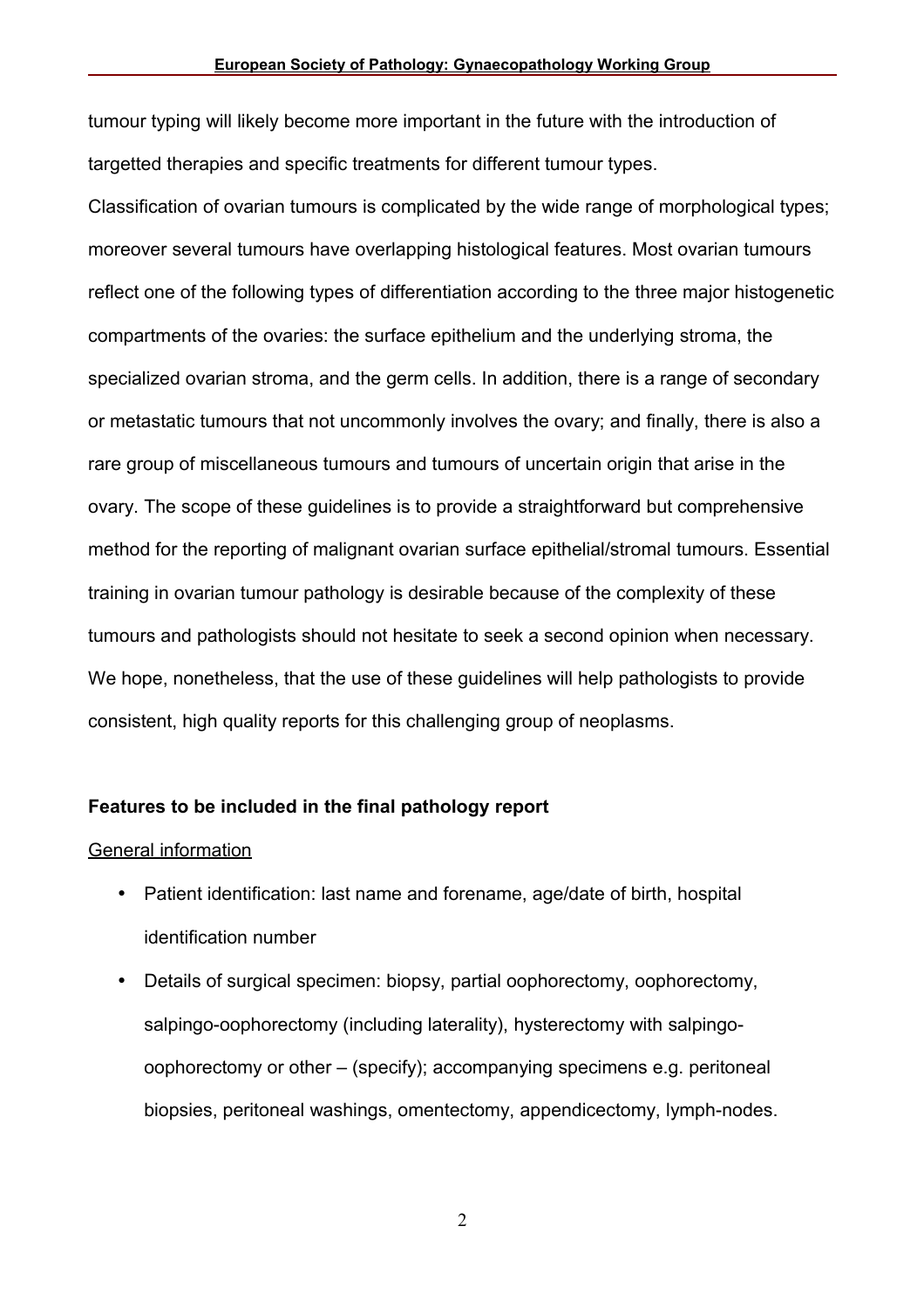tumour typing will likely become more important in the future with the introduction of targetted therapies and specific treatments for different tumour types.

Classification of ovarian tumours is complicated by the wide range of morphological types; moreover several tumours have overlapping histological features. Most ovarian tumours reflect one of the following types of differentiation according to the three major histogenetic compartments of the ovaries: the surface epithelium and the underlying stroma, the specialized ovarian stroma, and the germ cells. In addition, there is a range of secondary or metastatic tumours that not uncommonly involves the ovary; and finally, there is also a rare group of miscellaneous tumours and tumours of uncertain origin that arise in the ovary. The scope of these guidelines is to provide a straightforward but comprehensive method for the reporting of malignant ovarian surface epithelial/stromal tumours. Essential training in ovarian tumour pathology is desirable because of the complexity of these tumours and pathologists should not hesitate to seek a second opinion when necessary. We hope, nonetheless, that the use of these guidelines will help pathologists to provide consistent, high quality reports for this challenging group of neoplasms.

**Features to be included in the final pathology report**

General information

- Patient identification: last name and forename, age/date of birth, hospital identification number
- Details of surgical specimen: biopsy, partial oophorectomy, oophorectomy, salpingo-oophorectomy (including laterality), hysterectomy with salpingo-oophorectomy or other – (specify); accompanying specimens e.g. peritoneal biopsies, peritoneal washings, omentectomy, appendicectomy, lymph-nodes.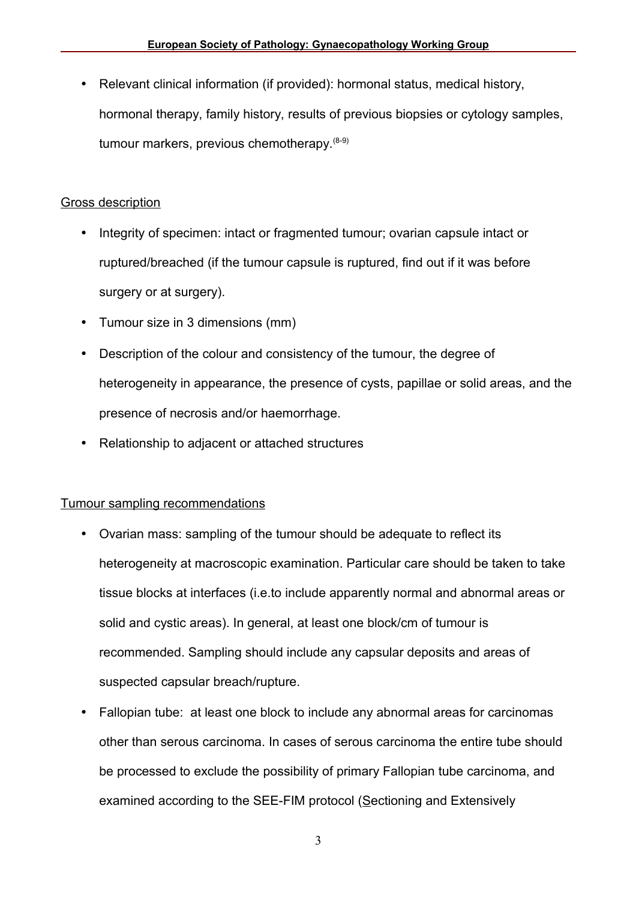- Relevant clinical information (if provided): hormonal status, medical history, hormonal therapy, family history, results of previous biopsies or cytology samples, tumour markers, previous chemotherapy.[8-9]

Gross description

- Integrity of specimen: intact or fragmented tumour; ovarian capsule intact or ruptured/breached (if the tumour capsule is ruptured, find out if it was before surgery or at surgery).
- Tumour size in 3 dimensions (mm)
- Description of the colour and consistency of the tumour, the degree of heterogeneity in appearance, the presence of cysts, papillae or solid areas, and the presence of necrosis and/or haemorrhage.
- Relationship to adjacent or attached structures

Tumour sampling recommendations

- Ovarian mass: sampling of the tumour should be adequate to reflect its heterogeneity at macroscopic examination. Particular care should be taken to take tissue blocks at interfaces (i.e.to include apparently normal and abnormal areas or solid and cystic areas). In general, at least one block/cm of tumour is recommended. Sampling should include any capsular deposits and areas of suspected capsular breach/rupture.
- Fallopian tube: at least one block to include any abnormal areas for carcinomas other than serous carcinoma. In cases of serous carcinoma the entire tube should be processed to exclude the possibility of primary Fallopian tube carcinoma, and examined according to the SEE-FIM protocol (Sectioning and Extensively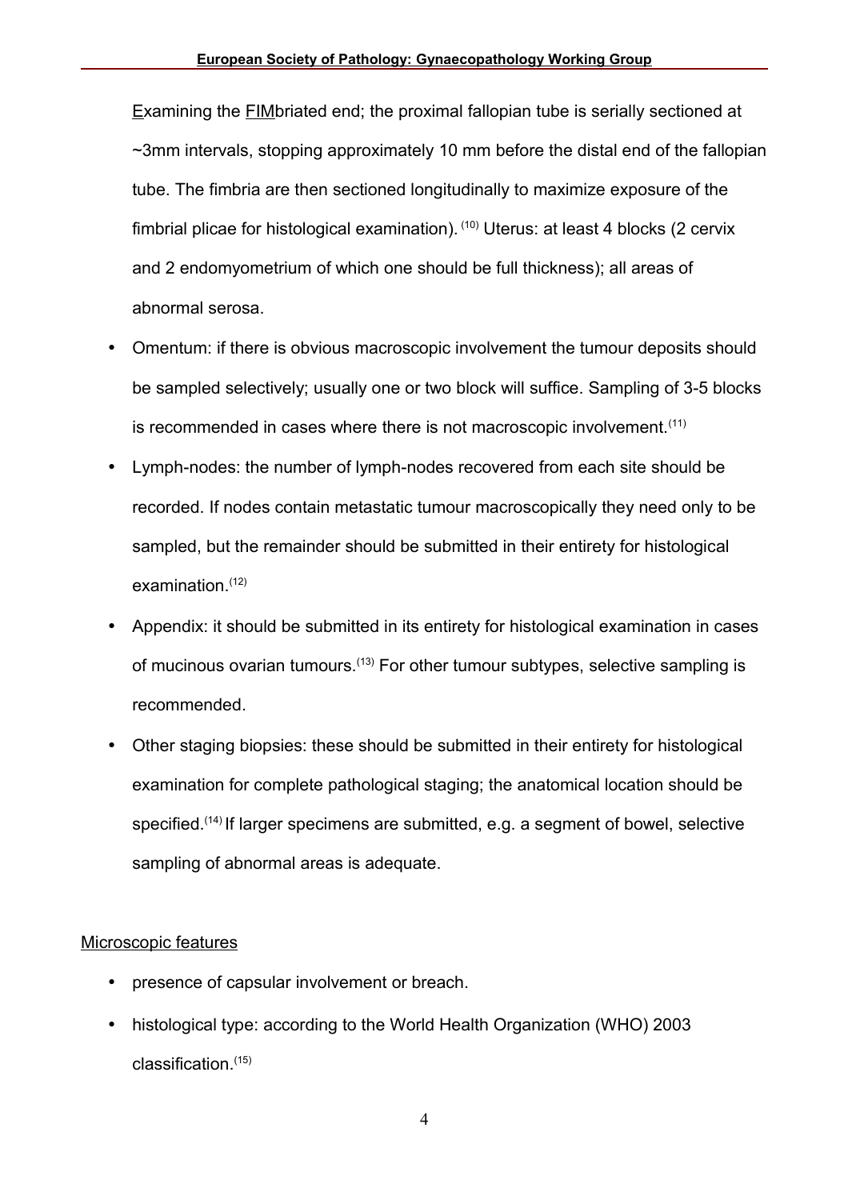Examining the FIMbriated end; the proximal fallopian tube is serially sectioned at ~3mm intervals, stopping approximately 10 mm before the distal end of the fallopian tube. The fimbria are then sectioned longitudinally to maximize exposure of the fimbrial plicae for histological examination). [10] Uterus: at least 4 blocks (2 cervix and 2 endomyometrium of which one should be full thickness); all areas of abnormal serosa.

- Omentum: if there is obvious macroscopic involvement the tumour deposits should be sampled selectively; usually one or two block will suffice. Sampling of 3-5 blocks is recommended in cases where there is not macroscopic involvement.[11]
- Lymph-nodes: the number of lymph-nodes recovered from each site should be recorded. If nodes contain metastatic tumour macroscopically they need only to be sampled, but the remainder should be submitted in their entirety for histological examination.[12]
- Appendix: it should be submitted in its entirety for histological examination in cases of mucinous ovarian tumours.[13] For other tumour subtypes, selective sampling is recommended.
- Other staging biopsies: these should be submitted in their entirety for histological examination for complete pathological staging; the anatomical location should be specified.[14] If larger specimens are submitted, e.g. a segment of bowel, selective sampling of abnormal areas is adequate.

Microscopic features

- presence of capsular involvement or breach.
- histological type: according to the World Health Organization (WHO) 2003 classification.[15]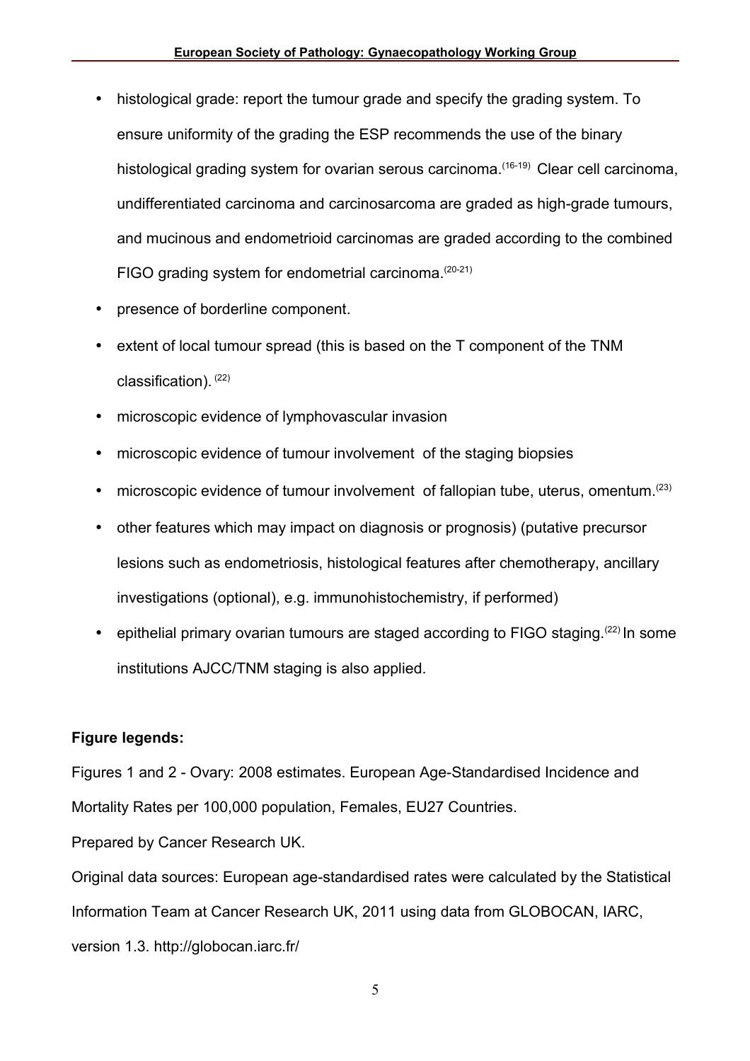- histological grade: report the tumour grade and specify the grading system. To ensure uniformity of the grading the ESP recommends the use of the binary histological grading system for ovarian serous carcinoma.[16-19] Clear cell carcinoma, undifferentiated carcinoma and carcinosarcoma are graded as high-grade tumours, and mucinous and endometrioid carcinomas are graded according to the combined FIGO grading system for endometrial carcinoma.[20-21]
- presence of borderline component.
- extent of local tumour spread (this is based on the T component of the TNM classification). [22]
- microscopic evidence of lymphovascular invasion
- microscopic evidence of tumour involvement of the staging biopsies
- microscopic evidence of tumour involvement of fallopian tube, uterus, omentum.[23]
- other features which may impact on diagnosis or prognosis) (putative precursor lesions such as endometriosis, histological features after chemotherapy, ancillary investigations (optional), e.g. immunohistochemistry, if performed)
- epithelial primary ovarian tumours are staged according to FIGO staging.[22] In some institutions AJCC/TNM staging is also applied.

**Figure legends:**

Figures 1 and 2 - Ovary: 2008 estimates. European Age-Standardised Incidence and Mortality Rates per 100,000 population, Females, EU27 Countries.

Prepared by Cancer Research UK.

Original data sources: European age-standardised rates were calculated by the Statistical Information Team at Cancer Research UK, 2011 using data from GLOBOCAN, IARC, version 1.3. http://globocan.iarc.fr/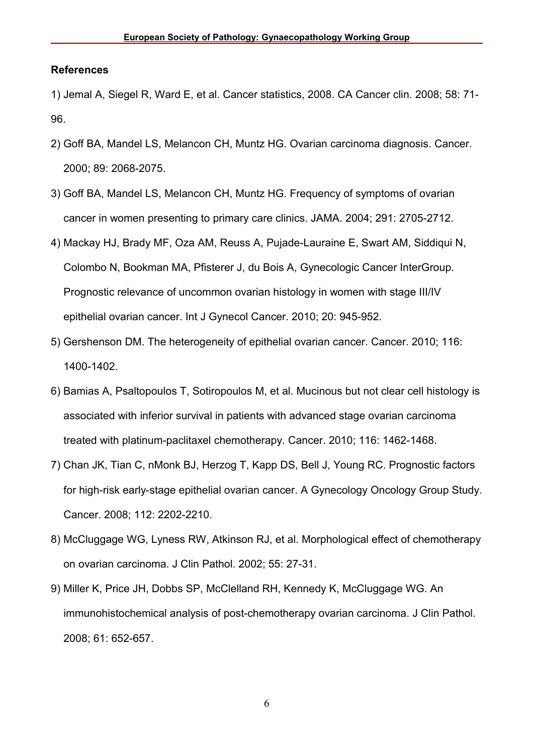## References

1) Jemal A, Siegel R, Ward E, et al. Cancer statistics, 2008. CA Cancer clin. 2008; 58: 71-96.

2) Goff BA, Mandel LS, Melancon CH, Muntz HG. Ovarian carcinoma diagnosis. Cancer. 2000; 89: 2068-2075.

3) Goff BA, Mandel LS, Melancon CH, Muntz HG. Frequency of symptoms of ovarian cancer in women presenting to primary care clinics. JAMA. 2004; 291: 2705-2712.

4) Mackay HJ, Brady MF, Oza AM, Reuss A, Pujade-Lauraine E, Swart AM, Siddiqui N, Colombo N, Bookman MA, Pfisterer J, du Bois A, Gynecologic Cancer InterGroup. Prognostic relevance of uncommon ovarian histology in women with stage III/IV epithelial ovarian cancer. Int J Gynecol Cancer. 2010; 20: 945-952.

5) Gershenson DM. The heterogeneity of epithelial ovarian cancer. Cancer. 2010; 116: 1400-1402.

6) Bamias A, Psaltopoulos T, Sotiropoulos M, et al. Mucinous but not clear cell histology is associated with inferior survival in patients with advanced stage ovarian carcinoma treated with platinum-paclitaxel chemotherapy. Cancer. 2010; 116: 1462-1468.

7) Chan JK, Tian C, nMonk BJ, Herzog T, Kapp DS, Bell J, Young RC. Prognostic factors for high-risk early-stage epithelial ovarian cancer. A Gynecology Oncology Group Study. Cancer. 2008; 112: 2202-2210.

8) McCluggage WG, Lyness RW, Atkinson RJ, et al. Morphological effect of chemotherapy on ovarian carcinoma. J Clin Pathol. 2002; 55: 27-31.

9) Miller K, Price JH, Dobbs SP, McClelland RH, Kennedy K, McCluggage WG. An immunohistochemical analysis of post-chemotherapy ovarian carcinoma. J Clin Pathol. 2008; 61: 652-657.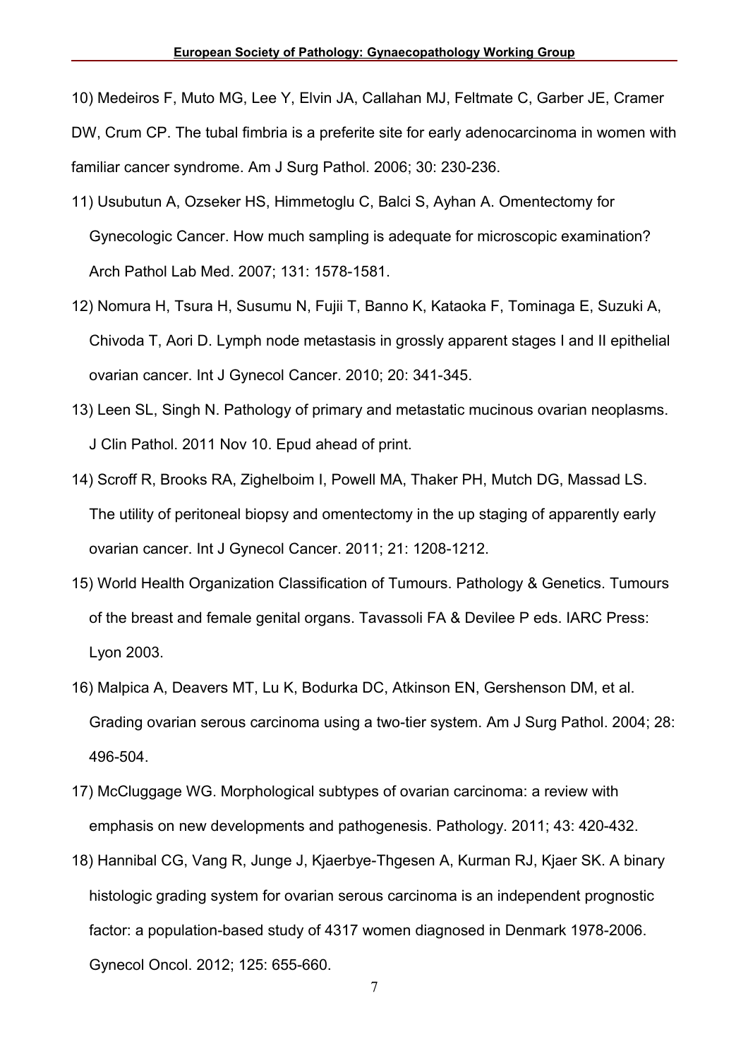10) Medeiros F, Muto MG, Lee Y, Elvin JA, Callahan MJ, Feltmate C, Garber JE, Cramer DW, Crum CP. The tubal fimbria is a preferite site for early adenocarcinoma in women with familiar cancer syndrome. Am J Surg Pathol. 2006; 30: 230-236.

11) Usubutun A, Ozseker HS, Himmetoglu C, Balci S, Ayhan A. Omentectomy for Gynecologic Cancer. How much sampling is adequate for microscopic examination? Arch Pathol Lab Med. 2007; 131: 1578-1581.

12) Nomura H, Tsura H, Susumu N, Fujii T, Banno K, Kataoka F, Tominaga E, Suzuki A, Chivoda T, Aori D. Lymph node metastasis in grossly apparent stages I and II epithelial ovarian cancer. Int J Gynecol Cancer. 2010; 20: 341-345.

13) Leen SL, Singh N. Pathology of primary and metastatic mucinous ovarian neoplasms. J Clin Pathol. 2011 Nov 10. Epud ahead of print.

14) Scroff R, Brooks RA, Zighelboim I, Powell MA, Thaker PH, Mutch DG, Massad LS. The utility of peritoneal biopsy and omentectomy in the up staging of apparently early ovarian cancer. Int J Gynecol Cancer. 2011; 21: 1208-1212.

15) World Health Organization Classification of Tumours. Pathology & Genetics. Tumours of the breast and female genital organs. Tavassoli FA & Devilee P eds. IARC Press: Lyon 2003.

16) Malpica A, Deavers MT, Lu K, Bodurka DC, Atkinson EN, Gershenson DM, et al. Grading ovarian serous carcinoma using a two-tier system. Am J Surg Pathol. 2004; 28: 496-504.

17) McCluggage WG. Morphological subtypes of ovarian carcinoma: a review with emphasis on new developments and pathogenesis. Pathology. 2011; 43: 420-432.

18) Hannibal CG, Vang R, Junge J, Kjaerbye-Thgesen A, Kurman RJ, Kjaer SK. A binary histologic grading system for ovarian serous carcinoma is an independent prognostic factor: a population-based study of 4317 women diagnosed in Denmark 1978-2006. Gynecol Oncol. 2012; 125: 655-660.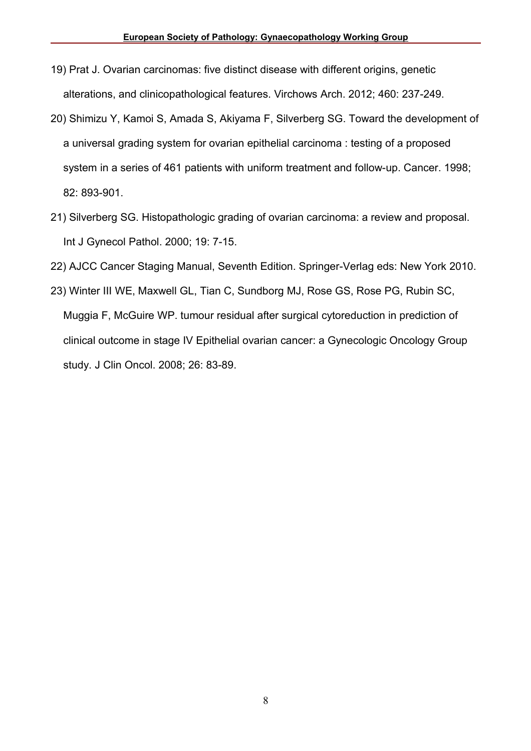19) Prat J. Ovarian carcinomas: five distinct disease with different origins, genetic alterations, and clinicopathological features. Virchows Arch. 2012; 460: 237-249.

20) Shimizu Y, Kamoi S, Amada S, Akiyama F, Silverberg SG. Toward the development of a universal grading system for ovarian epithelial carcinoma : testing of a proposed system in a series of 461 patients with uniform treatment and follow-up. Cancer. 1998; 82: 893-901.

21) Silverberg SG. Histopathologic grading of ovarian carcinoma: a review and proposal. Int J Gynecol Pathol. 2000; 19: 7-15.

22) AJCC Cancer Staging Manual, Seventh Edition. Springer-Verlag eds: New York 2010.

23) Winter III WE, Maxwell GL, Tian C, Sundborg MJ, Rose GS, Rose PG, Rubin SC, Muggia F, McGuire WP. tumour residual after surgical cytoreduction in prediction of clinical outcome in stage IV Epithelial ovarian cancer: a Gynecologic Oncology Group study. J Clin Oncol. 2008; 26: 83-89.